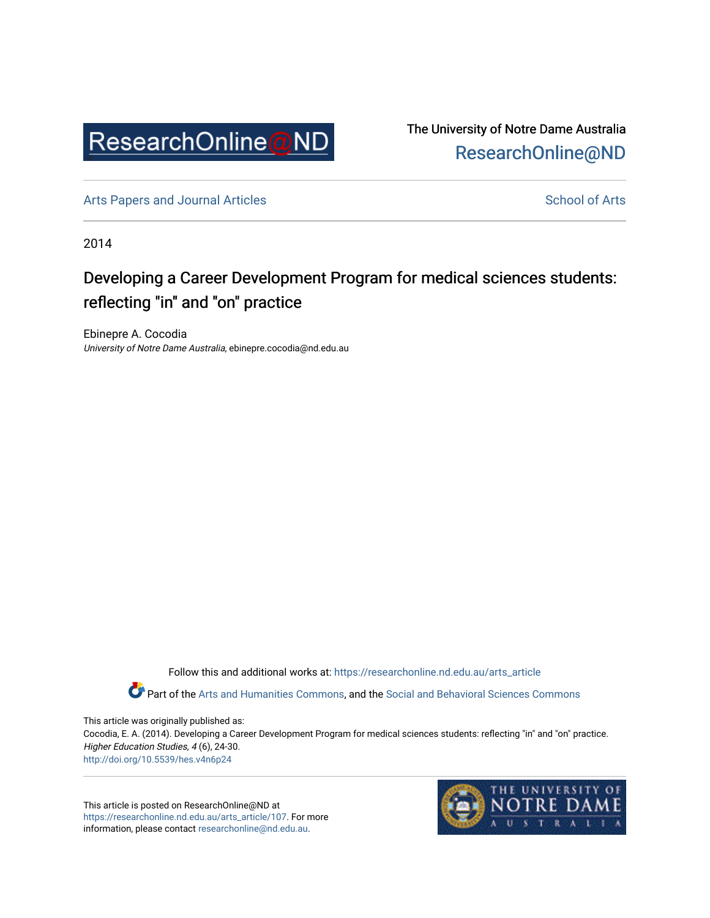ResearchOnline@ND

The University of Notre Dame Australia
ResearchOnline@ND

Arts Papers and Journal Articles

School of Arts

2014

# Developing a Career Development Program for medical sciences students: reflecting "in" and "on" practice

Ebinepre A. Cocodia
*University of Notre Dame Australia*, ebinepre.cocodia@nd.edu.au

Follow this and additional works at: https://researchonline.nd.edu.au/arts_article

Part of the Arts and Humanities Commons, and the Social and Behavioral Sciences Commons

This article was originally published as:
Cocodia, E. A. (2014). Developing a Career Development Program for medical sciences students: reflecting "in" and "on" practice. *Higher Education Studies, 4* (6), 24-30.
http://doi.org/10.5539/hes.v4n6p24

This article is posted on ResearchOnline@ND at https://researchonline.nd.edu.au/arts_article/107. For more information, please contact researchonline@nd.edu.au.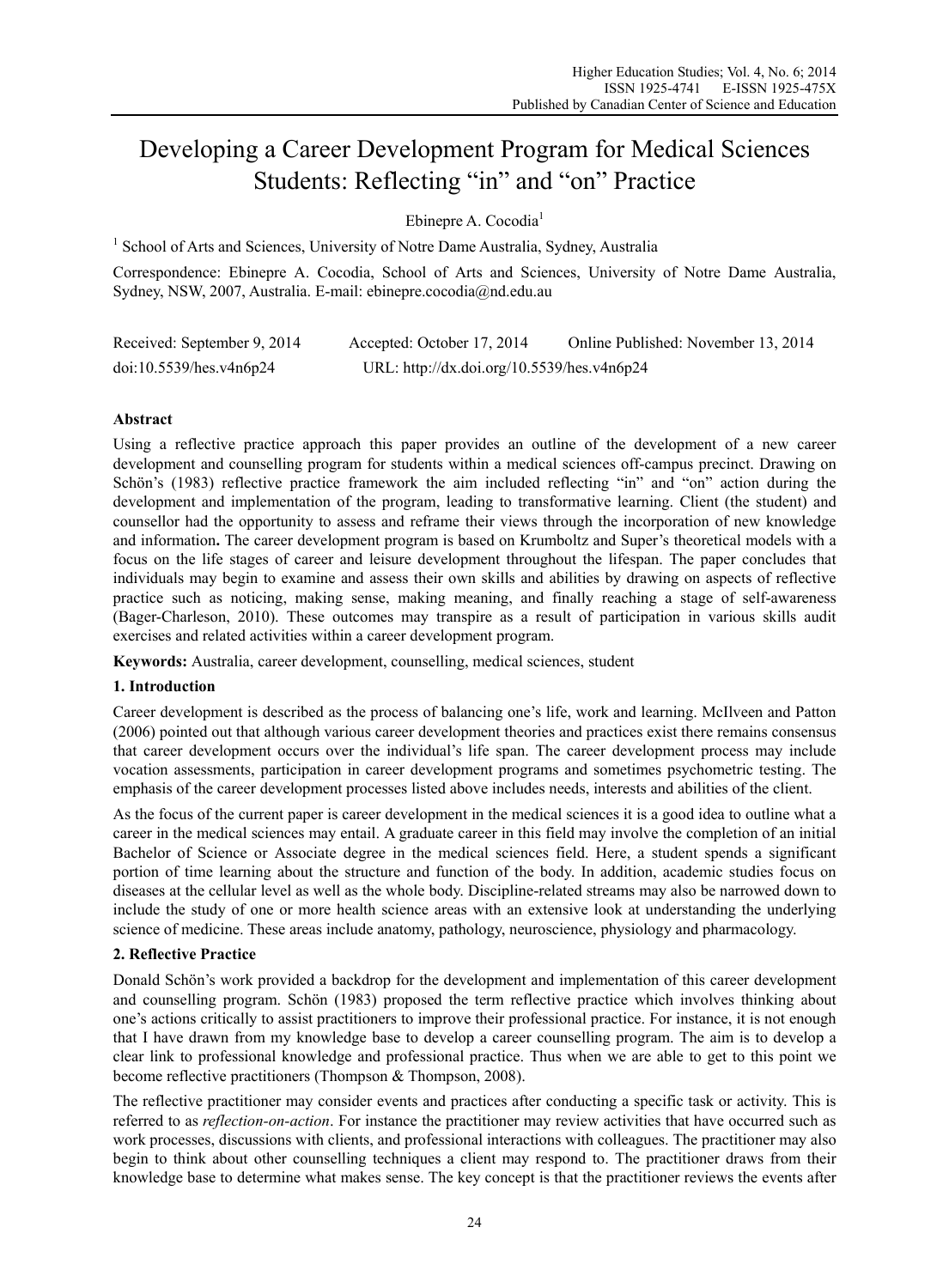# Developing a Career Development Program for Medical Sciences Students: Reflecting "in" and "on" Practice

Ebinepre A. Cocodia[1]

[1] School of Arts and Sciences, University of Notre Dame Australia, Sydney, Australia

Correspondence: Ebinepre A. Cocodia, School of Arts and Sciences, University of Notre Dame Australia, Sydney, NSW, 2007, Australia. E-mail: ebinepre.cocodia@nd.edu.au

Received: September 9, 2014   Accepted: October 17, 2014   Online Published: November 13, 2014

doi:10.5539/hes.v4n6p24   URL: http://dx.doi.org/10.5539/hes.v4n6p24

## Abstract

Using a reflective practice approach this paper provides an outline of the development of a new career development and counselling program for students within a medical sciences off-campus precinct. Drawing on Schön's (1983) reflective practice framework the aim included reflecting "in" and "on" action during the development and implementation of the program, leading to transformative learning. Client (the student) and counsellor had the opportunity to assess and reframe their views through the incorporation of new knowledge and information**.** The career development program is based on Krumboltz and Super's theoretical models with a focus on the life stages of career and leisure development throughout the lifespan. The paper concludes that individuals may begin to examine and assess their own skills and abilities by drawing on aspects of reflective practice such as noticing, making sense, making meaning, and finally reaching a stage of self-awareness (Bager-Charleson, 2010). These outcomes may transpire as a result of participation in various skills audit exercises and related activities within a career development program.

**Keywords:** Australia, career development, counselling, medical sciences, student

## 1. Introduction

Career development is described as the process of balancing one's life, work and learning. McIlveen and Patton (2006) pointed out that although various career development theories and practices exist there remains consensus that career development occurs over the individual's life span. The career development process may include vocation assessments, participation in career development programs and sometimes psychometric testing. The emphasis of the career development processes listed above includes needs, interests and abilities of the client.

As the focus of the current paper is career development in the medical sciences it is a good idea to outline what a career in the medical sciences may entail. A graduate career in this field may involve the completion of an initial Bachelor of Science or Associate degree in the medical sciences field. Here, a student spends a significant portion of time learning about the structure and function of the body. In addition, academic studies focus on diseases at the cellular level as well as the whole body. Discipline-related streams may also be narrowed down to include the study of one or more health science areas with an extensive look at understanding the underlying science of medicine. These areas include anatomy, pathology, neuroscience, physiology and pharmacology.

## 2. Reflective Practice

Donald Schön's work provided a backdrop for the development and implementation of this career development and counselling program. Schön (1983) proposed the term reflective practice which involves thinking about one's actions critically to assist practitioners to improve their professional practice. For instance, it is not enough that I have drawn from my knowledge base to develop a career counselling program. The aim is to develop a clear link to professional knowledge and professional practice. Thus when we are able to get to this point we become reflective practitioners (Thompson & Thompson, 2008).

The reflective practitioner may consider events and practices after conducting a specific task or activity. This is referred to as *reflection-on-action*. For instance the practitioner may review activities that have occurred such as work processes, discussions with clients, and professional interactions with colleagues. The practitioner may also begin to think about other counselling techniques a client may respond to. The practitioner draws from their knowledge base to determine what makes sense. The key concept is that the practitioner reviews the events after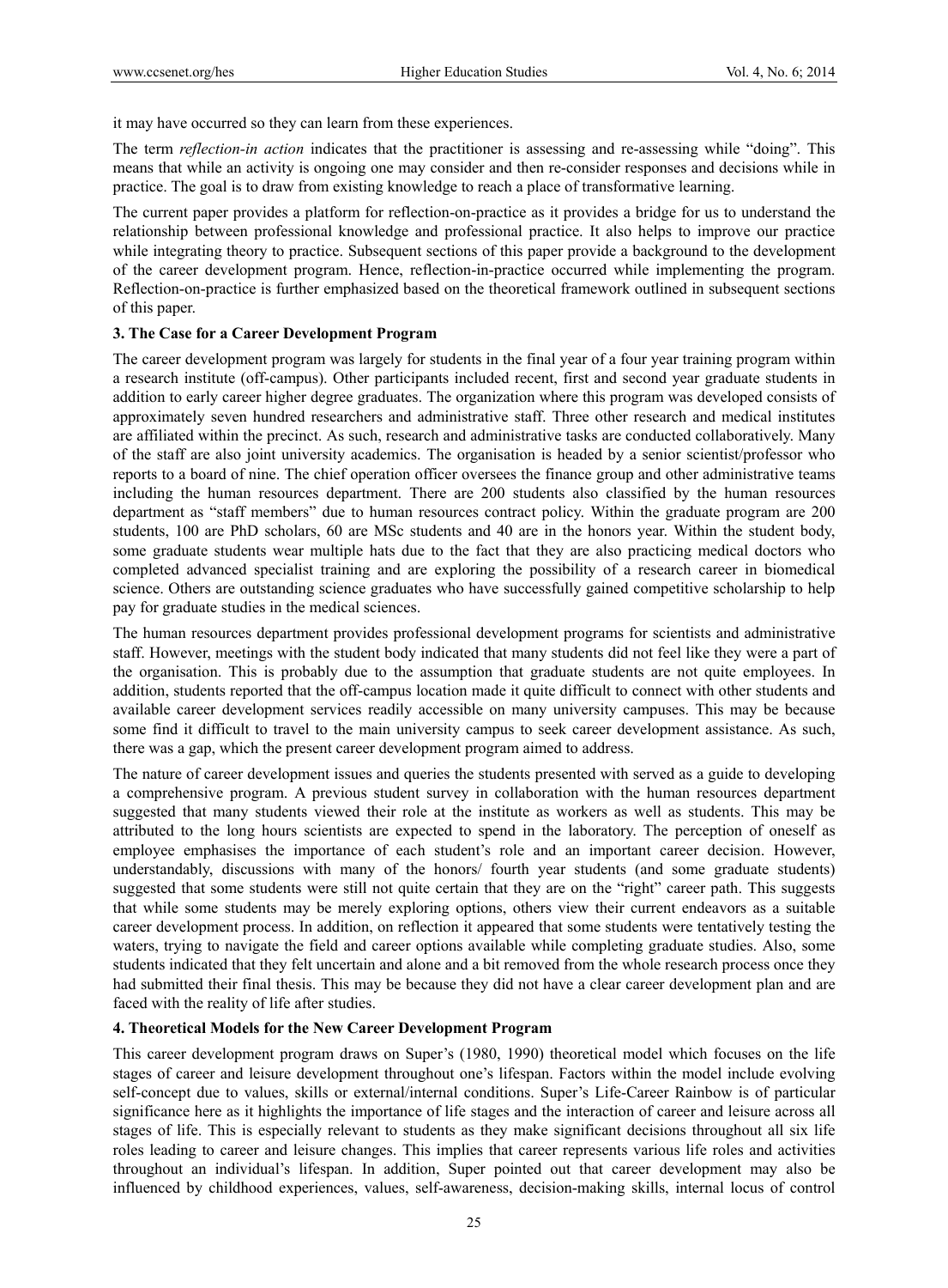it may have occurred so they can learn from these experiences.

The term *reflection-in action* indicates that the practitioner is assessing and re-assessing while "doing". This means that while an activity is ongoing one may consider and then re-consider responses and decisions while in practice. The goal is to draw from existing knowledge to reach a place of transformative learning.

The current paper provides a platform for reflection-on-practice as it provides a bridge for us to understand the relationship between professional knowledge and professional practice. It also helps to improve our practice while integrating theory to practice. Subsequent sections of this paper provide a background to the development of the career development program. Hence, reflection-in-practice occurred while implementing the program. Reflection-on-practice is further emphasized based on the theoretical framework outlined in subsequent sections of this paper.

### 3. The Case for a Career Development Program

The career development program was largely for students in the final year of a four year training program within a research institute (off-campus). Other participants included recent, first and second year graduate students in addition to early career higher degree graduates. The organization where this program was developed consists of approximately seven hundred researchers and administrative staff. Three other research and medical institutes are affiliated within the precinct. As such, research and administrative tasks are conducted collaboratively. Many of the staff are also joint university academics. The organisation is headed by a senior scientist/professor who reports to a board of nine. The chief operation officer oversees the finance group and other administrative teams including the human resources department. There are 200 students also classified by the human resources department as "staff members" due to human resources contract policy. Within the graduate program are 200 students, 100 are PhD scholars, 60 are MSc students and 40 are in the honors year. Within the student body, some graduate students wear multiple hats due to the fact that they are also practicing medical doctors who completed advanced specialist training and are exploring the possibility of a research career in biomedical science. Others are outstanding science graduates who have successfully gained competitive scholarship to help pay for graduate studies in the medical sciences.

The human resources department provides professional development programs for scientists and administrative staff. However, meetings with the student body indicated that many students did not feel like they were a part of the organisation. This is probably due to the assumption that graduate students are not quite employees. In addition, students reported that the off-campus location made it quite difficult to connect with other students and available career development services readily accessible on many university campuses. This may be because some find it difficult to travel to the main university campus to seek career development assistance. As such, there was a gap, which the present career development program aimed to address.

The nature of career development issues and queries the students presented with served as a guide to developing a comprehensive program. A previous student survey in collaboration with the human resources department suggested that many students viewed their role at the institute as workers as well as students. This may be attributed to the long hours scientists are expected to spend in the laboratory. The perception of oneself as employee emphasises the importance of each student's role and an important career decision. However, understandably, discussions with many of the honors/ fourth year students (and some graduate students) suggested that some students were still not quite certain that they are on the "right" career path. This suggests that while some students may be merely exploring options, others view their current endeavors as a suitable career development process. In addition, on reflection it appeared that some students were tentatively testing the waters, trying to navigate the field and career options available while completing graduate studies. Also, some students indicated that they felt uncertain and alone and a bit removed from the whole research process once they had submitted their final thesis. This may be because they did not have a clear career development plan and are faced with the reality of life after studies.

### 4. Theoretical Models for the New Career Development Program

This career development program draws on Super's (1980, 1990) theoretical model which focuses on the life stages of career and leisure development throughout one's lifespan. Factors within the model include evolving self-concept due to values, skills or external/internal conditions. Super's Life-Career Rainbow is of particular significance here as it highlights the importance of life stages and the interaction of career and leisure across all stages of life. This is especially relevant to students as they make significant decisions throughout all six life roles leading to career and leisure changes. This implies that career represents various life roles and activities throughout an individual's lifespan. In addition, Super pointed out that career development may also be influenced by childhood experiences, values, self-awareness, decision-making skills, internal locus of control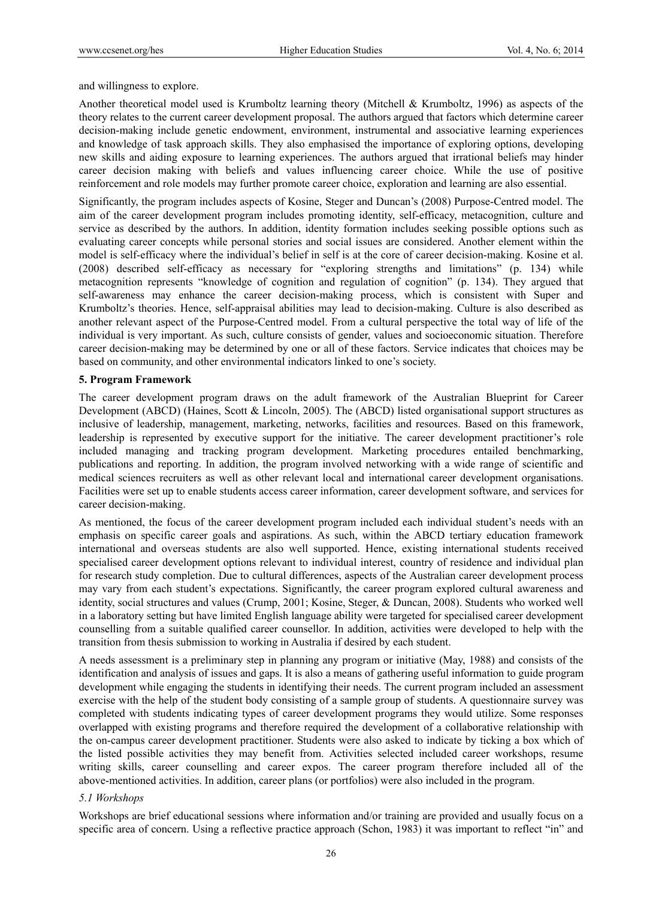and willingness to explore.

Another theoretical model used is Krumboltz learning theory (Mitchell & Krumboltz, 1996) as aspects of the theory relates to the current career development proposal. The authors argued that factors which determine career decision-making include genetic endowment, environment, instrumental and associative learning experiences and knowledge of task approach skills. They also emphasised the importance of exploring options, developing new skills and aiding exposure to learning experiences. The authors argued that irrational beliefs may hinder career decision making with beliefs and values influencing career choice. While the use of positive reinforcement and role models may further promote career choice, exploration and learning are also essential.

Significantly, the program includes aspects of Kosine, Steger and Duncan's (2008) Purpose-Centred model. The aim of the career development program includes promoting identity, self-efficacy, metacognition, culture and service as described by the authors. In addition, identity formation includes seeking possible options such as evaluating career concepts while personal stories and social issues are considered. Another element within the model is self-efficacy where the individual's belief in self is at the core of career decision-making. Kosine et al. (2008) described self-efficacy as necessary for "exploring strengths and limitations" (p. 134) while metacognition represents "knowledge of cognition and regulation of cognition" (p. 134). They argued that self-awareness may enhance the career decision-making process, which is consistent with Super and Krumboltz's theories. Hence, self-appraisal abilities may lead to decision-making. Culture is also described as another relevant aspect of the Purpose-Centred model. From a cultural perspective the total way of life of the individual is very important. As such, culture consists of gender, values and socioeconomic situation. Therefore career decision-making may be determined by one or all of these factors. Service indicates that choices may be based on community, and other environmental indicators linked to one's society.

## 5. Program Framework

The career development program draws on the adult framework of the Australian Blueprint for Career Development (ABCD) (Haines, Scott & Lincoln, 2005). The (ABCD) listed organisational support structures as inclusive of leadership, management, marketing, networks, facilities and resources. Based on this framework, leadership is represented by executive support for the initiative. The career development practitioner's role included managing and tracking program development. Marketing procedures entailed benchmarking, publications and reporting. In addition, the program involved networking with a wide range of scientific and medical sciences recruiters as well as other relevant local and international career development organisations. Facilities were set up to enable students access career information, career development software, and services for career decision-making.

As mentioned, the focus of the career development program included each individual student's needs with an emphasis on specific career goals and aspirations. As such, within the ABCD tertiary education framework international and overseas students are also well supported. Hence, existing international students received specialised career development options relevant to individual interest, country of residence and individual plan for research study completion. Due to cultural differences, aspects of the Australian career development process may vary from each student's expectations. Significantly, the career program explored cultural awareness and identity, social structures and values (Crump, 2001; Kosine, Steger, & Duncan, 2008). Students who worked well in a laboratory setting but have limited English language ability were targeted for specialised career development counselling from a suitable qualified career counsellor. In addition, activities were developed to help with the transition from thesis submission to working in Australia if desired by each student.

A needs assessment is a preliminary step in planning any program or initiative (May, 1988) and consists of the identification and analysis of issues and gaps. It is also a means of gathering useful information to guide program development while engaging the students in identifying their needs. The current program included an assessment exercise with the help of the student body consisting of a sample group of students. A questionnaire survey was completed with students indicating types of career development programs they would utilize. Some responses overlapped with existing programs and therefore required the development of a collaborative relationship with the on-campus career development practitioner. Students were also asked to indicate by ticking a box which of the listed possible activities they may benefit from. Activities selected included career workshops, resume writing skills, career counselling and career expos. The career program therefore included all of the above-mentioned activities. In addition, career plans (or portfolios) were also included in the program.

### *5.1 Workshops*

Workshops are brief educational sessions where information and/or training are provided and usually focus on a specific area of concern. Using a reflective practice approach (Schon, 1983) it was important to reflect "in" and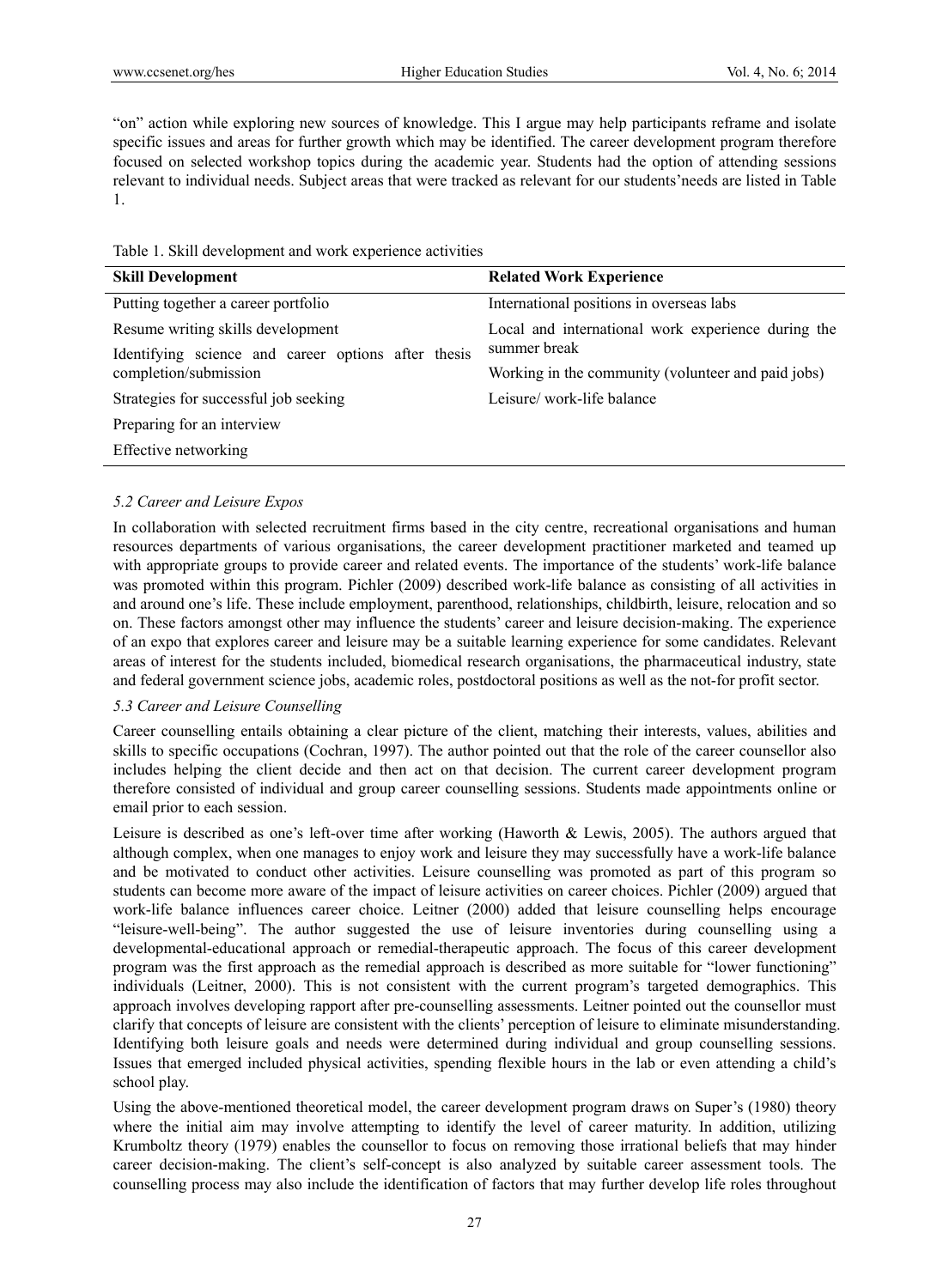"on" action while exploring new sources of knowledge. This I argue may help participants reframe and isolate specific issues and areas for further growth which may be identified. The career development program therefore focused on selected workshop topics during the academic year. Students had the option of attending sessions relevant to individual needs. Subject areas that were tracked as relevant for our students'needs are listed in Table 1.

Table 1. Skill development and work experience activities

| Skill Development | Related Work Experience |
|---|---|
| Putting together a career portfolio | International positions in overseas labs |
| Resume writing skills development | Local and international work experience during the summer break |
| Identifying science and career options after thesis completion/submission | Working in the community (volunteer and paid jobs) |
| Strategies for successful job seeking | Leisure/ work-life balance |
| Preparing for an interview | |
| Effective networking | |

### *5.2 Career and Leisure Expos*

In collaboration with selected recruitment firms based in the city centre, recreational organisations and human resources departments of various organisations, the career development practitioner marketed and teamed up with appropriate groups to provide career and related events. The importance of the students' work-life balance was promoted within this program. Pichler (2009) described work-life balance as consisting of all activities in and around one's life. These include employment, parenthood, relationships, childbirth, leisure, relocation and so on. These factors amongst other may influence the students' career and leisure decision-making. The experience of an expo that explores career and leisure may be a suitable learning experience for some candidates. Relevant areas of interest for the students included, biomedical research organisations, the pharmaceutical industry, state and federal government science jobs, academic roles, postdoctoral positions as well as the not-for profit sector.

### *5.3 Career and Leisure Counselling*

Career counselling entails obtaining a clear picture of the client, matching their interests, values, abilities and skills to specific occupations (Cochran, 1997). The author pointed out that the role of the career counsellor also includes helping the client decide and then act on that decision. The current career development program therefore consisted of individual and group career counselling sessions. Students made appointments online or email prior to each session.

Leisure is described as one's left-over time after working (Haworth & Lewis, 2005). The authors argued that although complex, when one manages to enjoy work and leisure they may successfully have a work-life balance and be motivated to conduct other activities. Leisure counselling was promoted as part of this program so students can become more aware of the impact of leisure activities on career choices. Pichler (2009) argued that work-life balance influences career choice. Leitner (2000) added that leisure counselling helps encourage "leisure-well-being". The author suggested the use of leisure inventories during counselling using a developmental-educational approach or remedial-therapeutic approach. The focus of this career development program was the first approach as the remedial approach is described as more suitable for "lower functioning" individuals (Leitner, 2000). This is not consistent with the current program's targeted demographics. This approach involves developing rapport after pre-counselling assessments. Leitner pointed out the counsellor must clarify that concepts of leisure are consistent with the clients' perception of leisure to eliminate misunderstanding. Identifying both leisure goals and needs were determined during individual and group counselling sessions. Issues that emerged included physical activities, spending flexible hours in the lab or even attending a child's school play.

Using the above-mentioned theoretical model, the career development program draws on Super's (1980) theory where the initial aim may involve attempting to identify the level of career maturity. In addition, utilizing Krumboltz theory (1979) enables the counsellor to focus on removing those irrational beliefs that may hinder career decision-making. The client's self-concept is also analyzed by suitable career assessment tools. The counselling process may also include the identification of factors that may further develop life roles throughout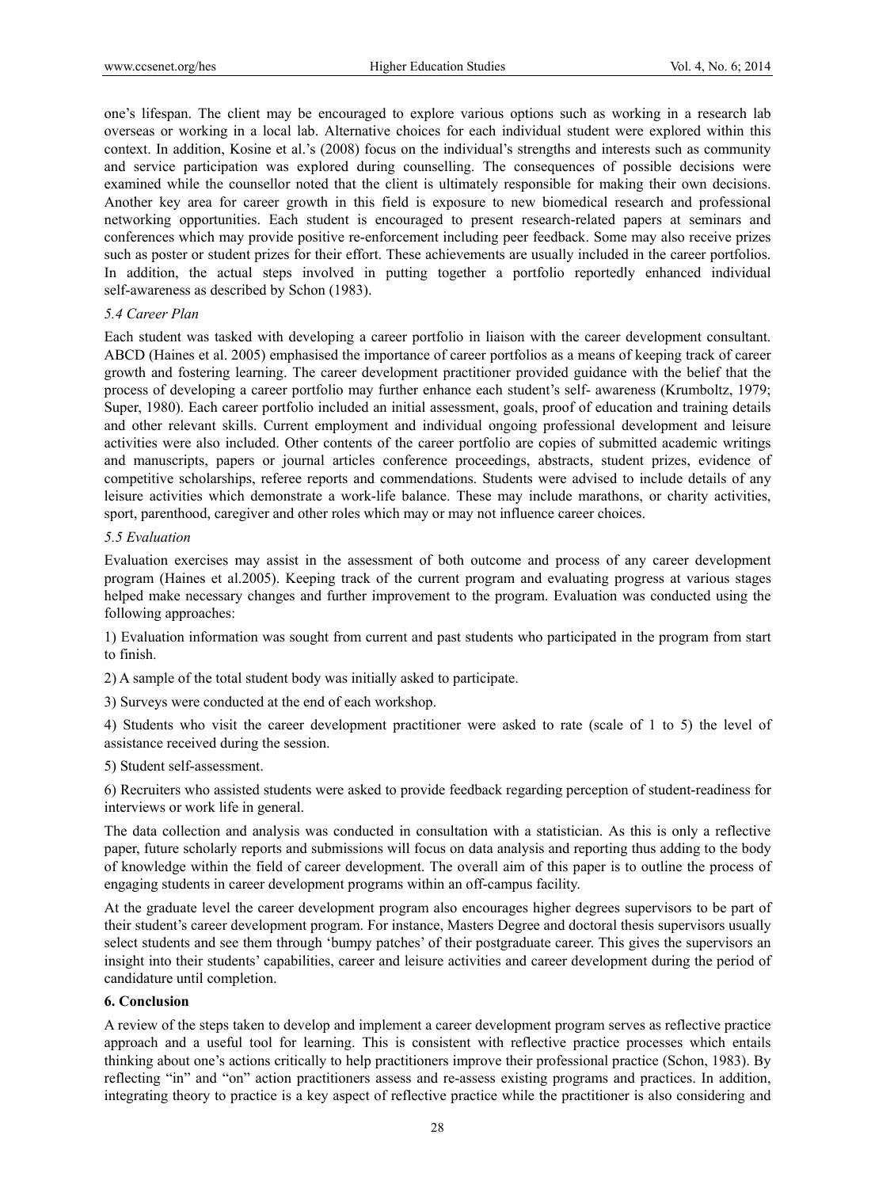one's lifespan. The client may be encouraged to explore various options such as working in a research lab overseas or working in a local lab. Alternative choices for each individual student were explored within this context. In addition, Kosine et al.'s (2008) focus on the individual's strengths and interests such as community and service participation was explored during counselling. The consequences of possible decisions were examined while the counsellor noted that the client is ultimately responsible for making their own decisions. Another key area for career growth in this field is exposure to new biomedical research and professional networking opportunities. Each student is encouraged to present research-related papers at seminars and conferences which may provide positive re-enforcement including peer feedback. Some may also receive prizes such as poster or student prizes for their effort. These achievements are usually included in the career portfolios. In addition, the actual steps involved in putting together a portfolio reportedly enhanced individual self-awareness as described by Schon (1983).

### *5.4 Career Plan*

Each student was tasked with developing a career portfolio in liaison with the career development consultant. ABCD (Haines et al. 2005) emphasised the importance of career portfolios as a means of keeping track of career growth and fostering learning. The career development practitioner provided guidance with the belief that the process of developing a career portfolio may further enhance each student's self- awareness (Krumboltz, 1979; Super, 1980). Each career portfolio included an initial assessment, goals, proof of education and training details and other relevant skills. Current employment and individual ongoing professional development and leisure activities were also included. Other contents of the career portfolio are copies of submitted academic writings and manuscripts, papers or journal articles conference proceedings, abstracts, student prizes, evidence of competitive scholarships, referee reports and commendations. Students were advised to include details of any leisure activities which demonstrate a work-life balance. These may include marathons, or charity activities, sport, parenthood, caregiver and other roles which may or may not influence career choices.

### *5.5 Evaluation*

Evaluation exercises may assist in the assessment of both outcome and process of any career development program (Haines et al.2005). Keeping track of the current program and evaluating progress at various stages helped make necessary changes and further improvement to the program. Evaluation was conducted using the following approaches:

1) Evaluation information was sought from current and past students who participated in the program from start to finish.

2) A sample of the total student body was initially asked to participate.

3) Surveys were conducted at the end of each workshop.

4) Students who visit the career development practitioner were asked to rate (scale of 1 to 5) the level of assistance received during the session.

5) Student self-assessment.

6) Recruiters who assisted students were asked to provide feedback regarding perception of student-readiness for interviews or work life in general.

The data collection and analysis was conducted in consultation with a statistician. As this is only a reflective paper, future scholarly reports and submissions will focus on data analysis and reporting thus adding to the body of knowledge within the field of career development. The overall aim of this paper is to outline the process of engaging students in career development programs within an off-campus facility.

At the graduate level the career development program also encourages higher degrees supervisors to be part of their student's career development program. For instance, Masters Degree and doctoral thesis supervisors usually select students and see them through 'bumpy patches' of their postgraduate career. This gives the supervisors an insight into their students' capabilities, career and leisure activities and career development during the period of candidature until completion.

## **6. Conclusion**

A review of the steps taken to develop and implement a career development program serves as reflective practice approach and a useful tool for learning. This is consistent with reflective practice processes which entails thinking about one's actions critically to help practitioners improve their professional practice (Schon, 1983). By reflecting "in" and "on" action practitioners assess and re-assess existing programs and practices. In addition, integrating theory to practice is a key aspect of reflective practice while the practitioner is also considering and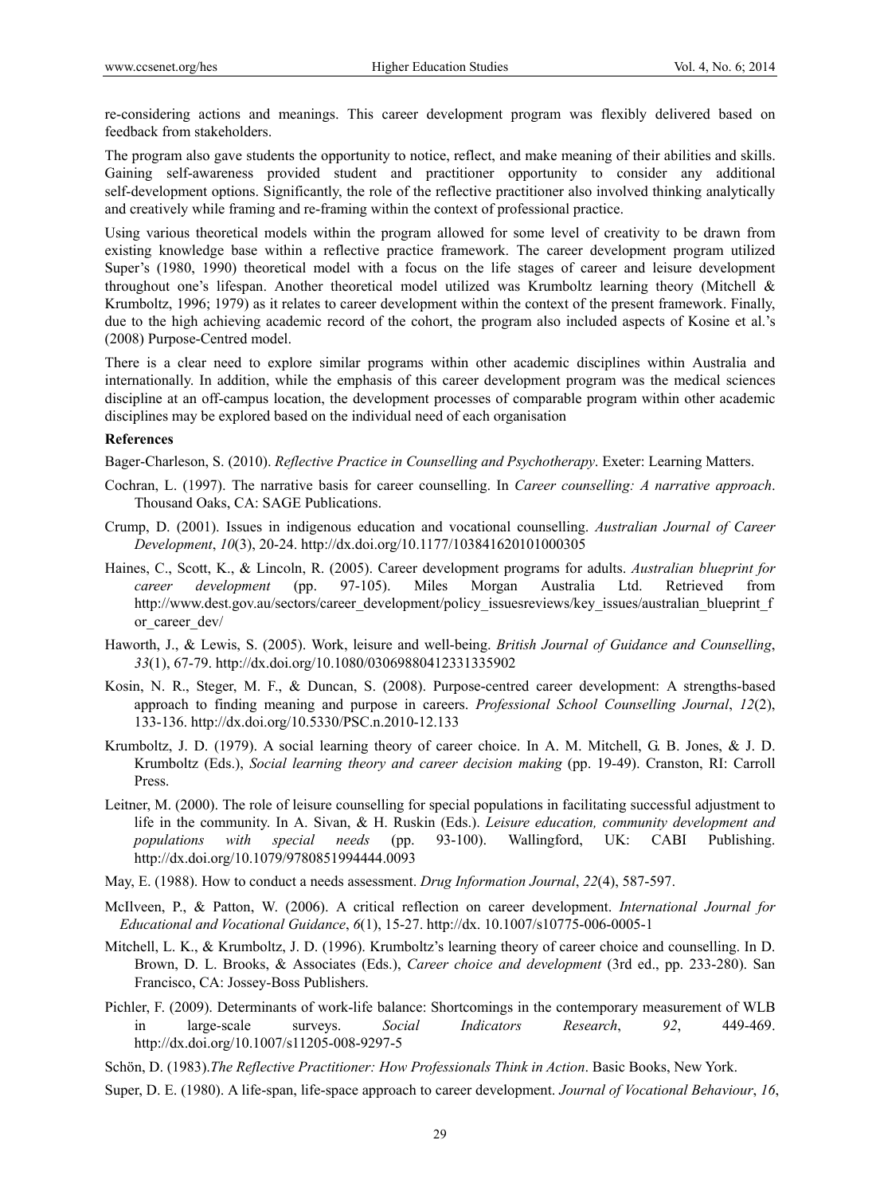re-considering actions and meanings. This career development program was flexibly delivered based on feedback from stakeholders.

The program also gave students the opportunity to notice, reflect, and make meaning of their abilities and skills. Gaining self-awareness provided student and practitioner opportunity to consider any additional self-development options. Significantly, the role of the reflective practitioner also involved thinking analytically and creatively while framing and re-framing within the context of professional practice.

Using various theoretical models within the program allowed for some level of creativity to be drawn from existing knowledge base within a reflective practice framework. The career development program utilized Super's (1980, 1990) theoretical model with a focus on the life stages of career and leisure development throughout one's lifespan. Another theoretical model utilized was Krumboltz learning theory (Mitchell & Krumboltz, 1996; 1979) as it relates to career development within the context of the present framework. Finally, due to the high achieving academic record of the cohort, the program also included aspects of Kosine et al.'s (2008) Purpose-Centred model.

There is a clear need to explore similar programs within other academic disciplines within Australia and internationally. In addition, while the emphasis of this career development program was the medical sciences discipline at an off-campus location, the development processes of comparable program within other academic disciplines may be explored based on the individual need of each organisation

**References**

Bager-Charleson, S. (2010). *Reflective Practice in Counselling and Psychotherapy*. Exeter: Learning Matters.

Cochran, L. (1997). The narrative basis for career counselling. In *Career counselling: A narrative approach*. Thousand Oaks, CA: SAGE Publications.

Crump, D. (2001). Issues in indigenous education and vocational counselling. *Australian Journal of Career Development*, *10*(3), 20-24. http://dx.doi.org/10.1177/103841620101000305

Haines, C., Scott, K., & Lincoln, R. (2005). Career development programs for adults. *Australian blueprint for career development* (pp. 97-105). Miles Morgan Australia Ltd. Retrieved from http://www.dest.gov.au/sectors/career_development/policy_issuesreviews/key_issues/australian_blueprint_for_career_dev/

Haworth, J., & Lewis, S. (2005). Work, leisure and well-being. *British Journal of Guidance and Counselling*, *33*(1), 67-79. http://dx.doi.org/10.1080/03069880412331335902

Kosin, N. R., Steger, M. F., & Duncan, S. (2008). Purpose-centred career development: A strengths-based approach to finding meaning and purpose in careers. *Professional School Counselling Journal*, *12*(2), 133-136. http://dx.doi.org/10.5330/PSC.n.2010-12.133

Krumboltz, J. D. (1979). A social learning theory of career choice. In A. M. Mitchell, G. B. Jones, & J. D. Krumboltz (Eds.), *Social learning theory and career decision making* (pp. 19-49). Cranston, RI: Carroll Press.

Leitner, M. (2000). The role of leisure counselling for special populations in facilitating successful adjustment to life in the community. In A. Sivan, & H. Ruskin (Eds.). *Leisure education, community development and populations with special needs* (pp. 93-100). Wallingford, UK: CABI Publishing. http://dx.doi.org/10.1079/9780851994444.0093

May, E. (1988). How to conduct a needs assessment. *Drug Information Journal*, *22*(4), 587-597.

McIlveen, P., & Patton, W. (2006). A critical reflection on career development. *International Journal for Educational and Vocational Guidance*, *6*(1), 15-27. http://dx. 10.1007/s10775-006-0005-1

Mitchell, L. K., & Krumboltz, J. D. (1996). Krumboltz's learning theory of career choice and counselling. In D. Brown, D. L. Brooks, & Associates (Eds.), *Career choice and development* (3rd ed., pp. 233-280). San Francisco, CA: Jossey-Boss Publishers.

Pichler, F. (2009). Determinants of work-life balance: Shortcomings in the contemporary measurement of WLB in large-scale surveys. *Social Indicators Research*, *92*, 449-469. http://dx.doi.org/10.1007/s11205-008-9297-5

Schön, D. (1983).*The Reflective Practitioner: How Professionals Think in Action*. Basic Books, New York.

Super, D. E. (1980). A life-span, life-space approach to career development. *Journal of Vocational Behaviour*, *16*,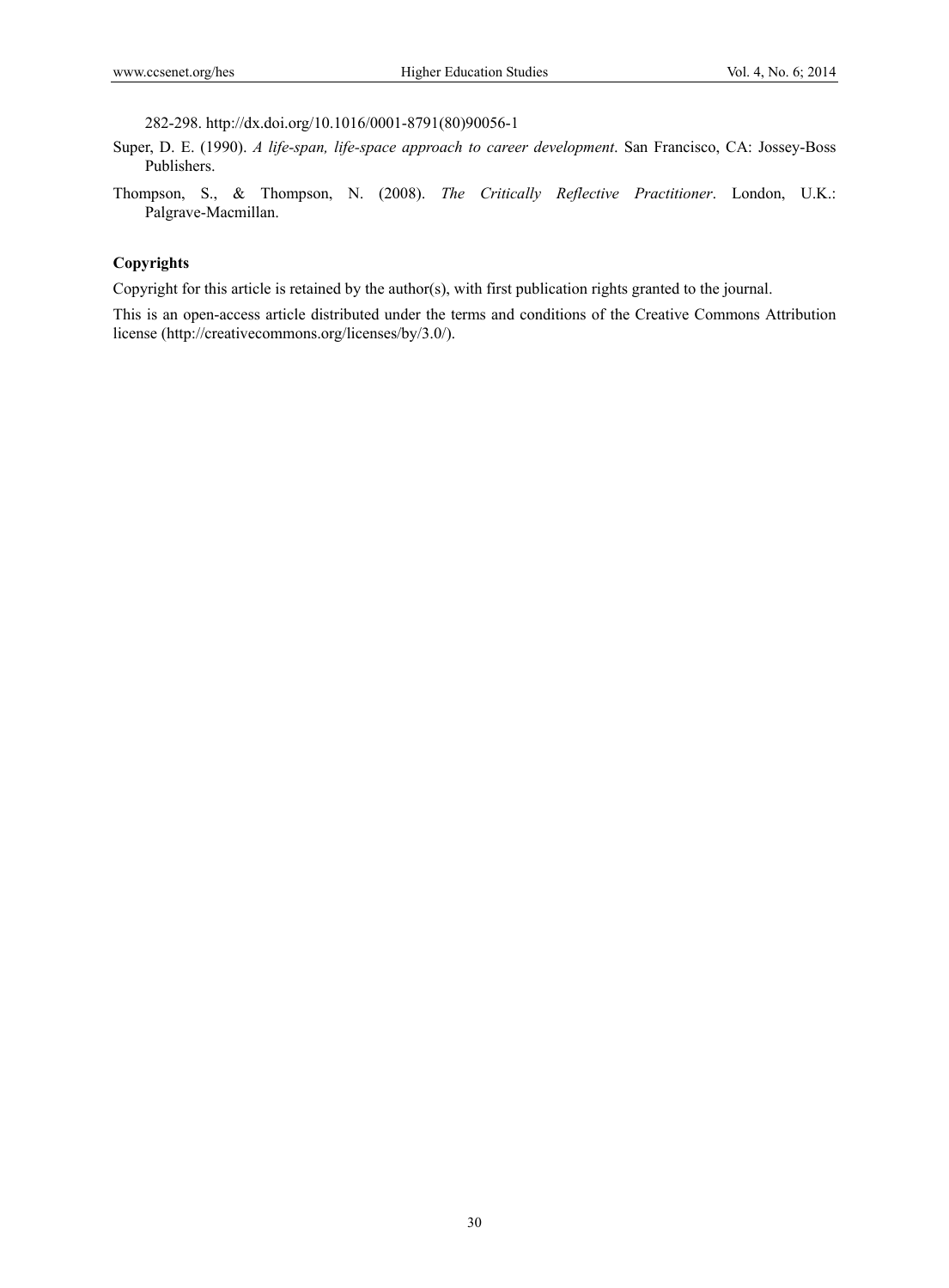282-298. http://dx.doi.org/10.1016/0001-8791(80)90056-1

Super, D. E. (1990). *A life-span, life-space approach to career development*. San Francisco, CA: Jossey-Boss Publishers.

Thompson, S., & Thompson, N. (2008). *The Critically Reflective Practitioner*. London, U.K.: Palgrave-Macmillan.

**Copyrights**

Copyright for this article is retained by the author(s), with first publication rights granted to the journal.

This is an open-access article distributed under the terms and conditions of the Creative Commons Attribution license (http://creativecommons.org/licenses/by/3.0/).